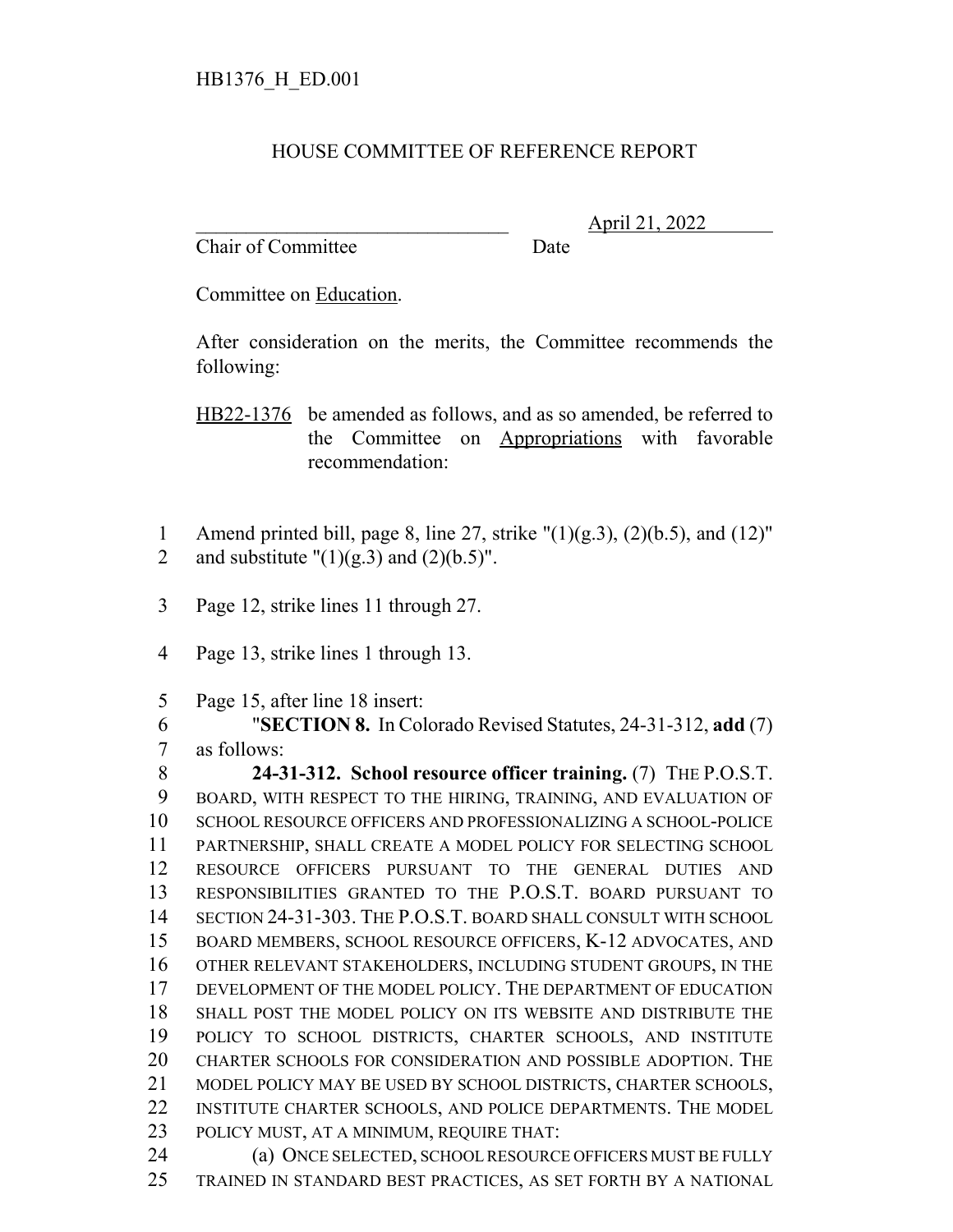HB1376_H_ED.001

HOUSE COMMITTEE OF REFERENCE REPORT

________________________________ April 21, 2022

Chair of Committee Date

Committee on Education.

After consideration on the merits, the Committee recommends the following:

HB22-1376 be amended as follows, and as so amended, be referred to the Committee on Appropriations with favorable recommendation:

1 Amend printed bill, page 8, line 27, strike "(1)(g.3), (2)(b.5), and (12)"
2 and substitute "(1)(g.3) and (2)(b.5)".

3 Page 12, strike lines 11 through 27.

4 Page 13, strike lines 1 through 13.

5 Page 15, after line 18 insert:
6 "**SECTION 8.** In Colorado Revised Statutes, 24-31-312, **add** (7)
7 as follows:
8 **24-31-312. School resource officer training.** (7) THE P.O.S.T.
9 BOARD, WITH RESPECT TO THE HIRING, TRAINING, AND EVALUATION OF
10 SCHOOL RESOURCE OFFICERS AND PROFESSIONALIZING A SCHOOL-POLICE
11 PARTNERSHIP, SHALL CREATE A MODEL POLICY FOR SELECTING SCHOOL
12 RESOURCE OFFICERS PURSUANT TO THE GENERAL DUTIES AND
13 RESPONSIBILITIES GRANTED TO THE P.O.S.T. BOARD PURSUANT TO
14 SECTION 24-31-303. THE P.O.S.T. BOARD SHALL CONSULT WITH SCHOOL
15 BOARD MEMBERS, SCHOOL RESOURCE OFFICERS, K-12 ADVOCATES, AND
16 OTHER RELEVANT STAKEHOLDERS, INCLUDING STUDENT GROUPS, IN THE
17 DEVELOPMENT OF THE MODEL POLICY. THE DEPARTMENT OF EDUCATION
18 SHALL POST THE MODEL POLICY ON ITS WEBSITE AND DISTRIBUTE THE
19 POLICY TO SCHOOL DISTRICTS, CHARTER SCHOOLS, AND INSTITUTE
20 CHARTER SCHOOLS FOR CONSIDERATION AND POSSIBLE ADOPTION. THE
21 MODEL POLICY MAY BE USED BY SCHOOL DISTRICTS, CHARTER SCHOOLS,
22 INSTITUTE CHARTER SCHOOLS, AND POLICE DEPARTMENTS. THE MODEL
23 POLICY MUST, AT A MINIMUM, REQUIRE THAT:
24 (a) ONCE SELECTED, SCHOOL RESOURCE OFFICERS MUST BE FULLY
25 TRAINED IN STANDARD BEST PRACTICES, AS SET FORTH BY A NATIONAL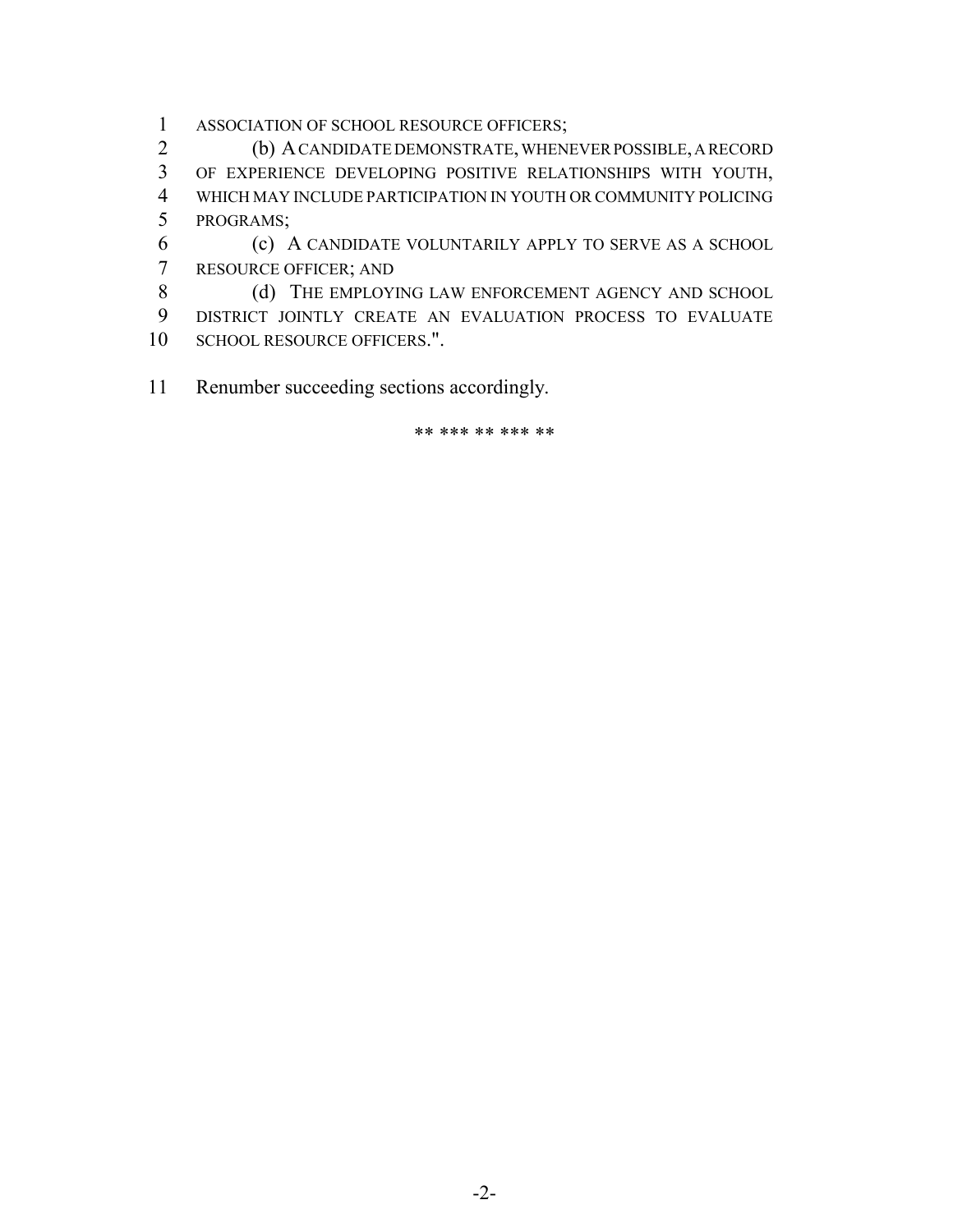ASSOCIATION OF SCHOOL RESOURCE OFFICERS;

(b) A CANDIDATE DEMONSTRATE, WHENEVER POSSIBLE, A RECORD OF EXPERIENCE DEVELOPING POSITIVE RELATIONSHIPS WITH YOUTH, WHICH MAY INCLUDE PARTICIPATION IN YOUTH OR COMMUNITY POLICING PROGRAMS;

(c) A CANDIDATE VOLUNTARILY APPLY TO SERVE AS A SCHOOL RESOURCE OFFICER; AND

(d) THE EMPLOYING LAW ENFORCEMENT AGENCY AND SCHOOL DISTRICT JOINTLY CREATE AN EVALUATION PROCESS TO EVALUATE SCHOOL RESOURCE OFFICERS.".

Renumber succeeding sections accordingly.

** *** ** *** **